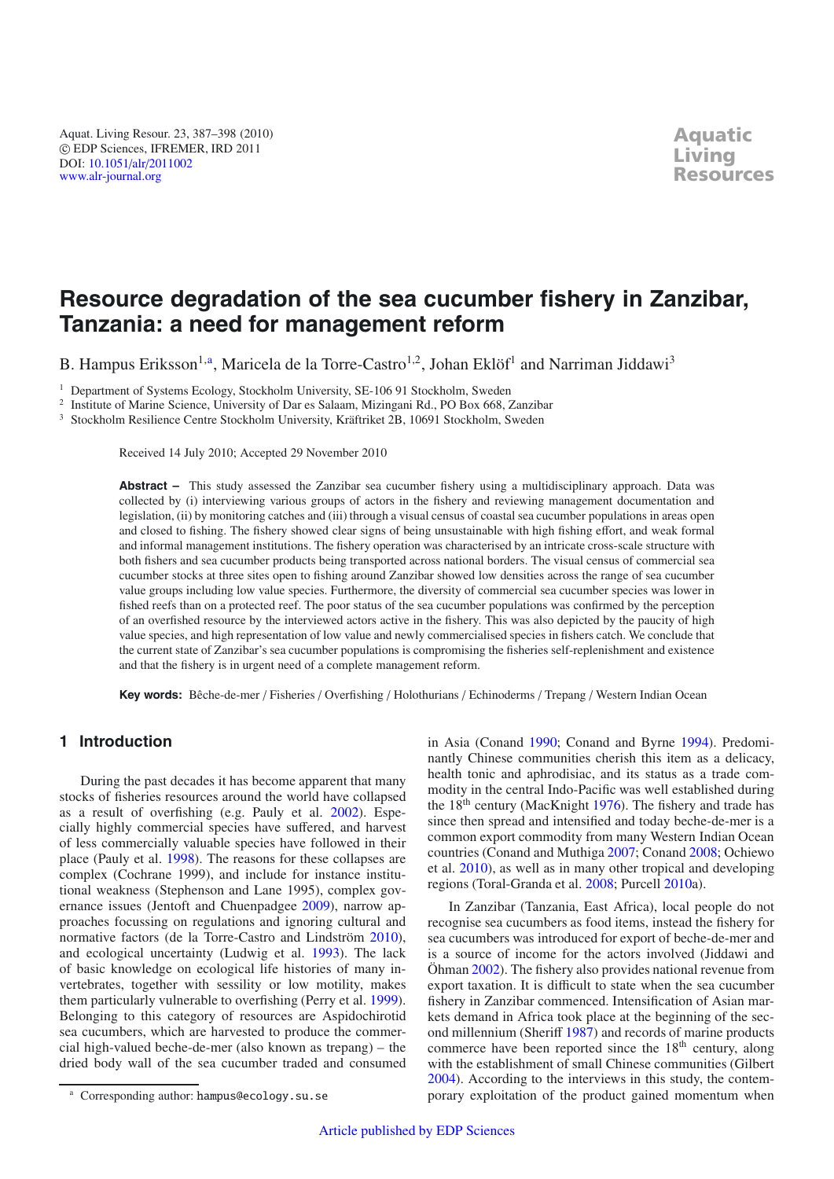# Resource degradation of the sea cucumber fishery in Zanzibar, Tanzania: a need for management reform

B. Hampus Eriksson[1,a], Maricela de la Torre-Castro[1,2], Johan Eklöf[1] and Narriman Jiddawi[3]

[1] Department of Systems Ecology, Stockholm University, SE-106 91 Stockholm, Sweden
[2] Institute of Marine Science, University of Dar es Salaam, Mizingani Rd., PO Box 668, Zanzibar
[3] Stockholm Resilience Centre Stockholm University, Kräftriket 2B, 10691 Stockholm, Sweden

Received 14 July 2010; Accepted 29 November 2010

**Abstract –** This study assessed the Zanzibar sea cucumber fishery using a multidisciplinary approach. Data was collected by (i) interviewing various groups of actors in the fishery and reviewing management documentation and legislation, (ii) by monitoring catches and (iii) through a visual census of coastal sea cucumber populations in areas open and closed to fishing. The fishery showed clear signs of being unsustainable with high fishing effort, and weak formal and informal management institutions. The fishery operation was characterised by an intricate cross-scale structure with both fishers and sea cucumber products being transported across national borders. The visual census of commercial sea cucumber stocks at three sites open to fishing around Zanzibar showed low densities across the range of sea cucumber value groups including low value species. Furthermore, the diversity of commercial sea cucumber species was lower in fished reefs than on a protected reef. The poor status of the sea cucumber populations was confirmed by the perception of an overfished resource by the interviewed actors active in the fishery. This was also depicted by the paucity of high value species, and high representation of low value and newly commercialised species in fishers catch. We conclude that the current state of Zanzibar's sea cucumber populations is compromising the fisheries self-replenishment and existence and that the fishery is in urgent need of a complete management reform.

**Key words:** Bêche-de-mer / Fisheries / Overfishing / Holothurians / Echinoderms / Trepang / Western Indian Ocean

## 1 Introduction

During the past decades it has become apparent that many stocks of fisheries resources around the world have collapsed as a result of overfishing (e.g. Pauly et al. 2002). Especially highly commercial species have suffered, and harvest of less commercially valuable species have followed in their place (Pauly et al. 1998). The reasons for these collapses are complex (Cochrane 1999), and include for instance institutional weakness (Stephenson and Lane 1995), complex governance issues (Jentoft and Chuenpagdee 2009), narrow approaches focussing on regulations and ignoring cultural and normative factors (de la Torre-Castro and Lindström 2010), and ecological uncertainty (Ludwig et al. 1993). The lack of basic knowledge on ecological life histories of many invertebrates, together with sessility or low motility, makes them particularly vulnerable to overfishing (Perry et al. 1999). Belonging to this category of resources are Aspidochirotid sea cucumbers, which are harvested to produce the commercial high-valued beche-de-mer (also known as trepang) – the dried body wall of the sea cucumber traded and consumed in Asia (Conand 1990; Conand and Byrne 1994). Predominantly Chinese communities cherish this item as a delicacy, health tonic and aphrodisiac, and its status as a trade commodity in the central Indo-Pacific was well established during the 18th century (MacKnight 1976). The fishery and trade has since then spread and intensified and today beche-de-mer is a common export commodity from many Western Indian Ocean countries (Conand and Muthiga 2007; Conand 2008; Ochiewo et al. 2010), as well as in many other tropical and developing regions (Toral-Granda et al. 2008; Purcell 2010a).

In Zanzibar (Tanzania, East Africa), local people do not recognise sea cucumbers as food items, instead the fishery for sea cucumbers was introduced for export of beche-de-mer and is a source of income for the actors involved (Jiddawi and Öhman 2002). The fishery also provides national revenue from export taxation. It is difficult to state when the sea cucumber fishery in Zanzibar commenced. Intensification of Asian markets demand in Africa took place at the beginning of the second millennium (Sheriff 1987) and records of marine products commerce have been reported since the 18th century, along with the establishment of small Chinese communities (Gilbert 2004). According to the interviews in this study, the contemporary exploitation of the product gained momentum when

[a] Corresponding author: hampus@ecology.su.se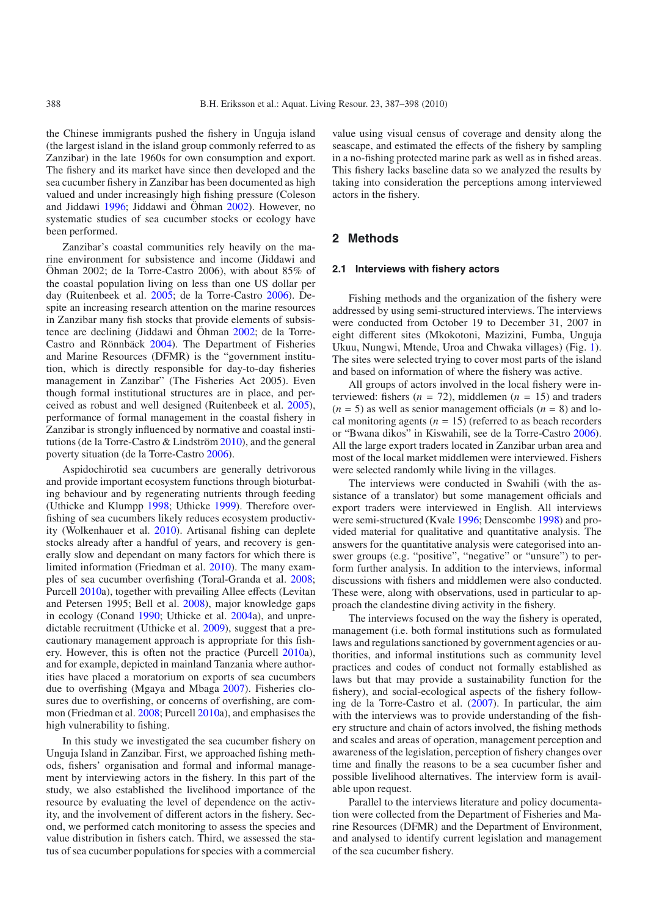the Chinese immigrants pushed the fishery in Unguja island (the largest island in the island group commonly referred to as Zanzibar) in the late 1960s for own consumption and export. The fishery and its market have since then developed and the sea cucumber fishery in Zanzibar has been documented as high valued and under increasingly high fishing pressure (Coleson and Jiddawi 1996; Jiddawi and Öhman 2002). However, no systematic studies of sea cucumber stocks or ecology have been performed.

Zanzibar's coastal communities rely heavily on the marine environment for subsistence and income (Jiddawi and Öhman 2002; de la Torre-Castro 2006), with about 85% of the coastal population living on less than one US dollar per day (Ruitenbeek et al. 2005; de la Torre-Castro 2006). Despite an increasing research attention on the marine resources in Zanzibar many fish stocks that provide elements of subsistence are declining (Jiddawi and Öhman 2002; de la Torre-Castro and Rönnbäck 2004). The Department of Fisheries and Marine Resources (DFMR) is the "government institution, which is directly responsible for day-to-day fisheries management in Zanzibar" (The Fisheries Act 2005). Even though formal institutional structures are in place, and perceived as robust and well designed (Ruitenbeek et al. 2005), performance of formal management in the coastal fishery in Zanzibar is strongly influenced by normative and coastal institutions (de la Torre-Castro & Lindström 2010), and the general poverty situation (de la Torre-Castro 2006).

Aspidochirotid sea cucumbers are generally detrivorous and provide important ecosystem functions through bioturbating behaviour and by regenerating nutrients through feeding (Uthicke and Klumpp 1998; Uthicke 1999). Therefore overfishing of sea cucumbers likely reduces ecosystem productivity (Wolkenhauer et al. 2010). Artisanal fishing can deplete stocks already after a handful of years, and recovery is generally slow and dependant on many factors for which there is limited information (Friedman et al. 2010). The many examples of sea cucumber overfishing (Toral-Granda et al. 2008; Purcell 2010a), together with prevailing Allee effects (Levitan and Petersen 1995; Bell et al. 2008), major knowledge gaps in ecology (Conand 1990; Uthicke et al. 2004a), and unpredictable recruitment (Uthicke et al. 2009), suggest that a precautionary management approach is appropriate for this fishery. However, this is often not the practice (Purcell 2010a), and for example, depicted in mainland Tanzania where authorities have placed a moratorium on exports of sea cucumbers due to overfishing (Mgaya and Mbaga 2007). Fisheries closures due to overfishing, or concerns of overfishing, are common (Friedman et al. 2008; Purcell 2010a), and emphasises the high vulnerability to fishing.

In this study we investigated the sea cucumber fishery on Unguja Island in Zanzibar. First, we approached fishing methods, fishers' organisation and formal and informal management by interviewing actors in the fishery. In this part of the study, we also established the livelihood importance of the resource by evaluating the level of dependence on the activity, and the involvement of different actors in the fishery. Second, we performed catch monitoring to assess the species and value distribution in fishers catch. Third, we assessed the status of sea cucumber populations for species with a commercial value using visual census of coverage and density along the seascape, and estimated the effects of the fishery by sampling in a no-fishing protected marine park as well as in fished areas. This fishery lacks baseline data so we analyzed the results by taking into consideration the perceptions among interviewed actors in the fishery.

## 2 Methods

### 2.1 Interviews with fishery actors

Fishing methods and the organization of the fishery were addressed by using semi-structured interviews. The interviews were conducted from October 19 to December 31, 2007 in eight different sites (Mkokotoni, Mazizini, Fumba, Unguja Ukuu, Nungwi, Mtende, Uroa and Chwaka villages) (Fig. 1). The sites were selected trying to cover most parts of the island and based on information of where the fishery was active.

All groups of actors involved in the local fishery were interviewed: fishers ($n$ = 72), middlemen ($n$ = 15) and traders ($n$ = 5) as well as senior management officials ($n$ = 8) and local monitoring agents ($n$ = 15) (referred to as beach recorders or "Bwana dikos" in Kiswahili, see de la Torre-Castro 2006). All the large export traders located in Zanzibar urban area and most of the local market middlemen were interviewed. Fishers were selected randomly while living in the villages.

The interviews were conducted in Swahili (with the assistance of a translator) but some management officials and export traders were interviewed in English. All interviews were semi-structured (Kvale 1996; Denscombe 1998) and provided material for qualitative and quantitative analysis. The answers for the quantitative analysis were categorised into answer groups (e.g. "positive", "negative" or "unsure") to perform further analysis. In addition to the interviews, informal discussions with fishers and middlemen were also conducted. These were, along with observations, used in particular to approach the clandestine diving activity in the fishery.

The interviews focused on the way the fishery is operated, management (i.e. both formal institutions such as formulated laws and regulations sanctioned by government agencies or authorities, and informal institutions such as community level practices and codes of conduct not formally established as laws but that may provide a sustainability function for the fishery), and social-ecological aspects of the fishery following de la Torre-Castro et al. (2007). In particular, the aim with the interviews was to provide understanding of the fishery structure and chain of actors involved, the fishing methods and scales and areas of operation, management perception and awareness of the legislation, perception of fishery changes over time and finally the reasons to be a sea cucumber fisher and possible livelihood alternatives. The interview form is available upon request.

Parallel to the interviews literature and policy documentation were collected from the Department of Fisheries and Marine Resources (DFMR) and the Department of Environment, and analysed to identify current legislation and management of the sea cucumber fishery.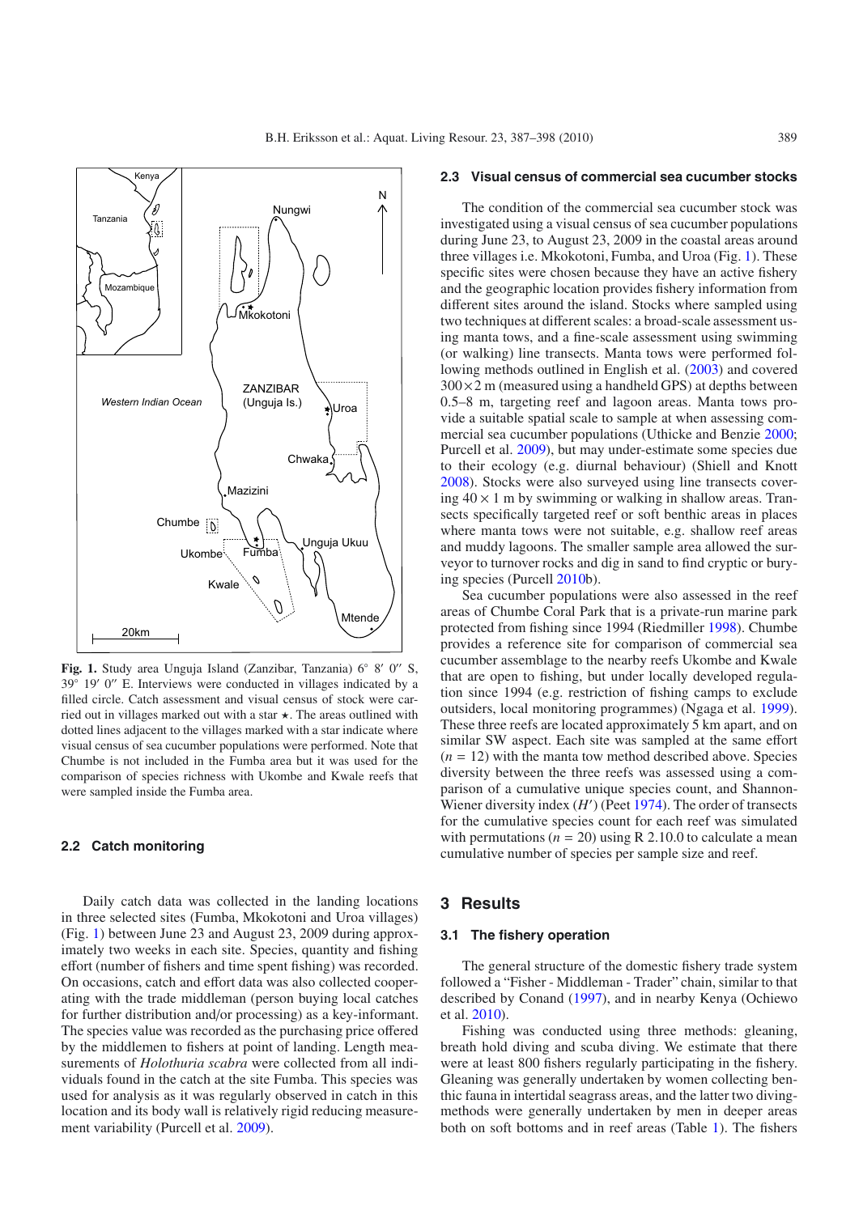**Fig. 1.** Study area Unguja Island (Zanzibar, Tanzania) 6° 8′ 0′′ S, 39° 19′ 0′′ E. Interviews were conducted in villages indicated by a filled circle. Catch assessment and visual census of stock were carried out in villages marked out with a star ⋆. The areas outlined with dotted lines adjacent to the villages marked with a star indicate where visual census of sea cucumber populations were performed. Note that Chumbe is not included in the Fumba area but it was used for the comparison of species richness with Ukombe and Kwale reefs that were sampled inside the Fumba area.

### 2.2 Catch monitoring

Daily catch data was collected in the landing locations in three selected sites (Fumba, Mkokotoni and Uroa villages) (Fig. 1) between June 23 and August 23, 2009 during approximately two weeks in each site. Species, quantity and fishing effort (number of fishers and time spent fishing) was recorded. On occasions, catch and effort data was also collected cooperating with the trade middleman (person buying local catches for further distribution and/or processing) as a key-informant. The species value was recorded as the purchasing price offered by the middlemen to fishers at point of landing. Length measurements of *Holothuria scabra* were collected from all individuals found in the catch at the site Fumba. This species was used for analysis as it was regularly observed in catch in this location and its body wall is relatively rigid reducing measurement variability (Purcell et al. 2009).

### 2.3 Visual census of commercial sea cucumber stocks

The condition of the commercial sea cucumber stock was investigated using a visual census of sea cucumber populations during June 23, to August 23, 2009 in the coastal areas around three villages i.e. Mkokotoni, Fumba, and Uroa (Fig. 1). These specific sites were chosen because they have an active fishery and the geographic location provides fishery information from different sites around the island. Stocks where sampled using two techniques at different scales: a broad-scale assessment using manta tows, and a fine-scale assessment using swimming (or walking) line transects. Manta tows were performed following methods outlined in English et al. (2003) and covered $300 \times 2$ m (measured using a handheld GPS) at depths between 0.5–8 m, targeting reef and lagoon areas. Manta tows provide a suitable spatial scale to sample at when assessing commercial sea cucumber populations (Uthicke and Benzie 2000; Purcell et al. 2009), but may under-estimate some species due to their ecology (e.g. diurnal behaviour) (Shiell and Knott 2008). Stocks were also surveyed using line transects covering $40 \times 1$ m by swimming or walking in shallow areas. Transects specifically targeted reef or soft benthic areas in places where manta tows were not suitable, e.g. shallow reef areas and muddy lagoons. The smaller sample area allowed the surveyor to turnover rocks and dig in sand to find cryptic or burying species (Purcell 2010b).

Sea cucumber populations were also assessed in the reef areas of Chumbe Coral Park that is a private-run marine park protected from fishing since 1994 (Riedmiller 1998). Chumbe provides a reference site for comparison of commercial sea cucumber assemblage to the nearby reefs Ukombe and Kwale that are open to fishing, but under locally developed regulation since 1994 (e.g. restriction of fishing camps to exclude outsiders, local monitoring programmes) (Ngaga et al. 1999). These three reefs are located approximately 5 km apart, and on similar SW aspect. Each site was sampled at the same effort ($n = 12$) with the manta tow method described above. Species diversity between the three reefs was assessed using a comparison of a cumulative unique species count, and Shannon-Wiener diversity index ($H'$) (Peet 1974). The order of transects for the cumulative species count for each reef was simulated with permutations ($n = 20$) using R 2.10.0 to calculate a mean cumulative number of species per sample size and reef.

## 3 Results

### 3.1 The fishery operation

The general structure of the domestic fishery trade system followed a "Fisher - Middleman - Trader" chain, similar to that described by Conand (1997), and in nearby Kenya (Ochiewo et al. 2010).

Fishing was conducted using three methods: gleaning, breath hold diving and scuba diving. We estimate that there were at least 800 fishers regularly participating in the fishery. Gleaning was generally undertaken by women collecting benthic fauna in intertidal seagrass areas, and the latter two diving-methods were generally undertaken by men in deeper areas both on soft bottoms and in reef areas (Table 1). The fishers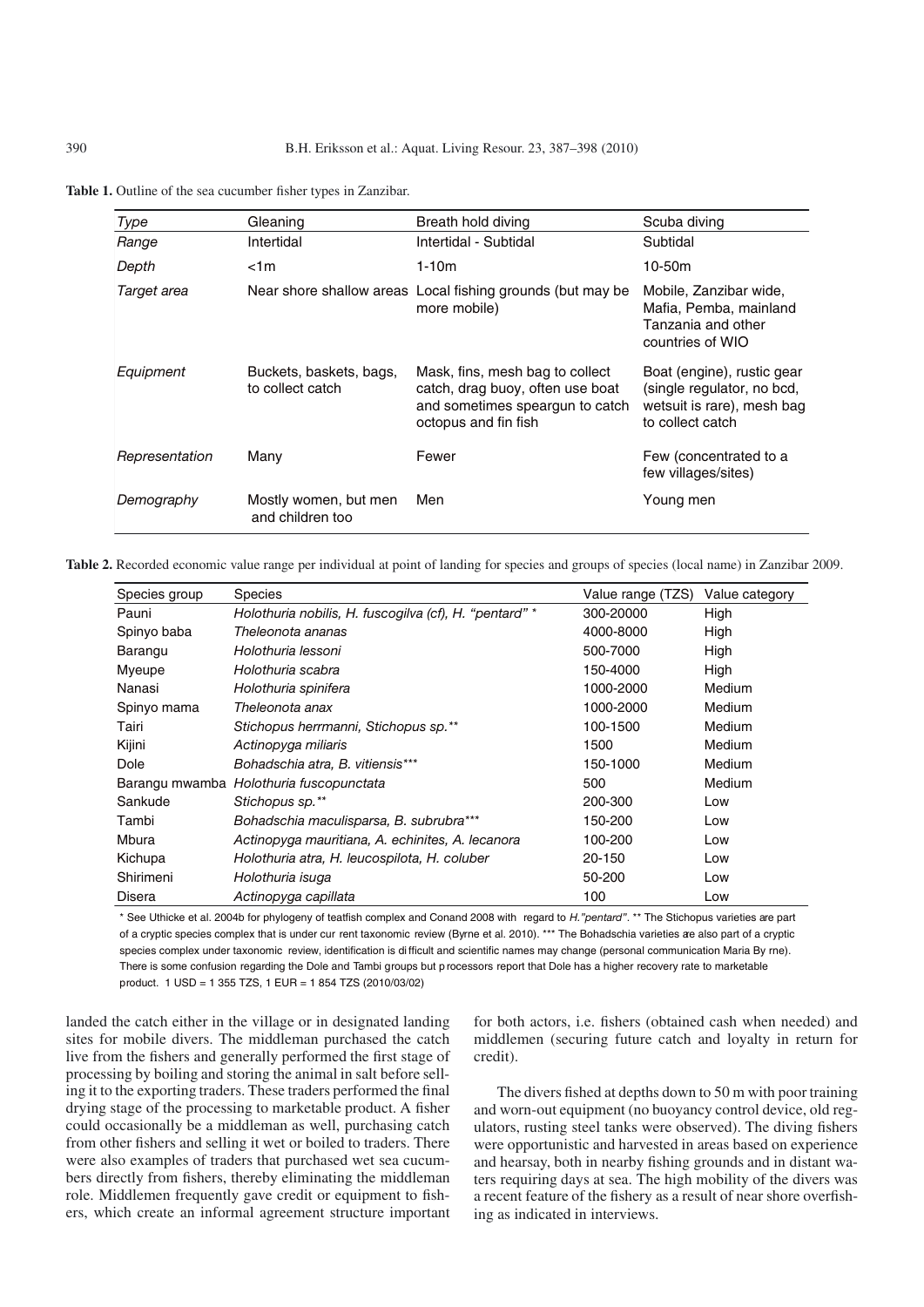**Table 1.** Outline of the sea cucumber fisher types in Zanzibar.

| *Type* | Gleaning | Breath hold diving | Scuba diving |
|---|---|---|---|
| *Range* | Intertidal | Intertidal - Subtidal | Subtidal |
| *Depth* | <1m | 1-10m | 10-50m |
| *Target area* | Near shore shallow areas | Local fishing grounds (but may be more mobile) | Mobile, Zanzibar wide, Mafia, Pemba, mainland Tanzania and other countries of WIO |
| *Equipment* | Buckets, baskets, bags, to collect catch | Mask, fins, mesh bag to collect catch, drag buoy, often use boat and sometimes speargun to catch octopus and fin fish | Boat (engine), rustic gear (single regulator, no bcd, wetsuit is rare), mesh bag to collect catch |
| *Representation* | Many | Fewer | Few (concentrated to a few villages/sites) |
| *Demography* | Mostly women, but men and children too | Men | Young men |

**Table 2.** Recorded economic value range per individual at point of landing for species and groups of species (local name) in Zanzibar 2009.

| Species group | Species | Value range (TZS) | Value category |
|---|---|---|---|
| Pauni | *Holothuria nobilis, H. fuscogilva (cf), H. "pentard"* * | 300-20000 | High |
| Spinyo baba | *Theleonota ananas* | 4000-8000 | High |
| Barangu | *Holothuria lessoni* | 500-7000 | High |
| Myeupe | *Holothuria scabra* | 150-4000 | High |
| Nanasi | *Holothuria spinifera* | 1000-2000 | Medium |
| Spinyo mama | *Theleonota anax* | 1000-2000 | Medium |
| Tairi | *Stichopus herrmanni, Stichopus sp.*** | 100-1500 | Medium |
| Kijini | *Actinopyga miliaris* | 1500 | Medium |
| Dole | *Bohadschia atra, B. vitiensis**** | 150-1000 | Medium |
| Barangu mwamba | *Holothuria fuscopunctata* | 500 | Medium |
| Sankude | *Stichopus sp.*** | 200-300 | Low |
| Tambi | *Bohadschia maculisparsa, B. subrubra**** | 150-200 | Low |
| Mbura | *Actinopyga mauritiana, A. echinites, A. lecanora* | 100-200 | Low |
| Kichupa | *Holothuria atra, H. leucospilota, H. coluber* | 20-150 | Low |
| Shirimeni | *Holothuria isuga* | 50-200 | Low |
| Disera | *Actinopyga capillata* | 100 | Low |

\* See Uthicke et al. 2004b for phylogeny of teatfish complex and Conand 2008 with regard to *H."pentard"*. ** The Stichopus varieties are part of a cryptic species complex that is under current taxonomic review (Byrne et al. 2010). *** The Bohadschia varieties are also part of a cryptic species complex under taxonomic review, identification is difficult and scientific names may change (personal communication Maria Byrne). There is some confusion regarding the Dole and Tambi groups but processors report that Dole has a higher recovery rate to marketable product. 1 USD = 1 355 TZS, 1 EUR = 1 854 TZS (2010/03/02)

landed the catch either in the village or in designated landing sites for mobile divers. The middleman purchased the catch live from the fishers and generally performed the first stage of processing by boiling and storing the animal in salt before selling it to the exporting traders. These traders performed the final drying stage of the processing to marketable product. A fisher could occasionally be a middleman as well, purchasing catch from other fishers and selling it wet or boiled to traders. There were also examples of traders that purchased wet sea cucumbers directly from fishers, thereby eliminating the middleman role. Middlemen frequently gave credit or equipment to fishers, which create an informal agreement structure important for both actors, i.e. fishers (obtained cash when needed) and middlemen (securing future catch and loyalty in return for credit).

The divers fished at depths down to 50 m with poor training and worn-out equipment (no buoyancy control device, old regulators, rusting steel tanks were observed). The diving fishers were opportunistic and harvested in areas based on experience and hearsay, both in nearby fishing grounds and in distant waters requiring days at sea. The high mobility of the divers was a recent feature of the fishery as a result of near shore overfishing as indicated in interviews.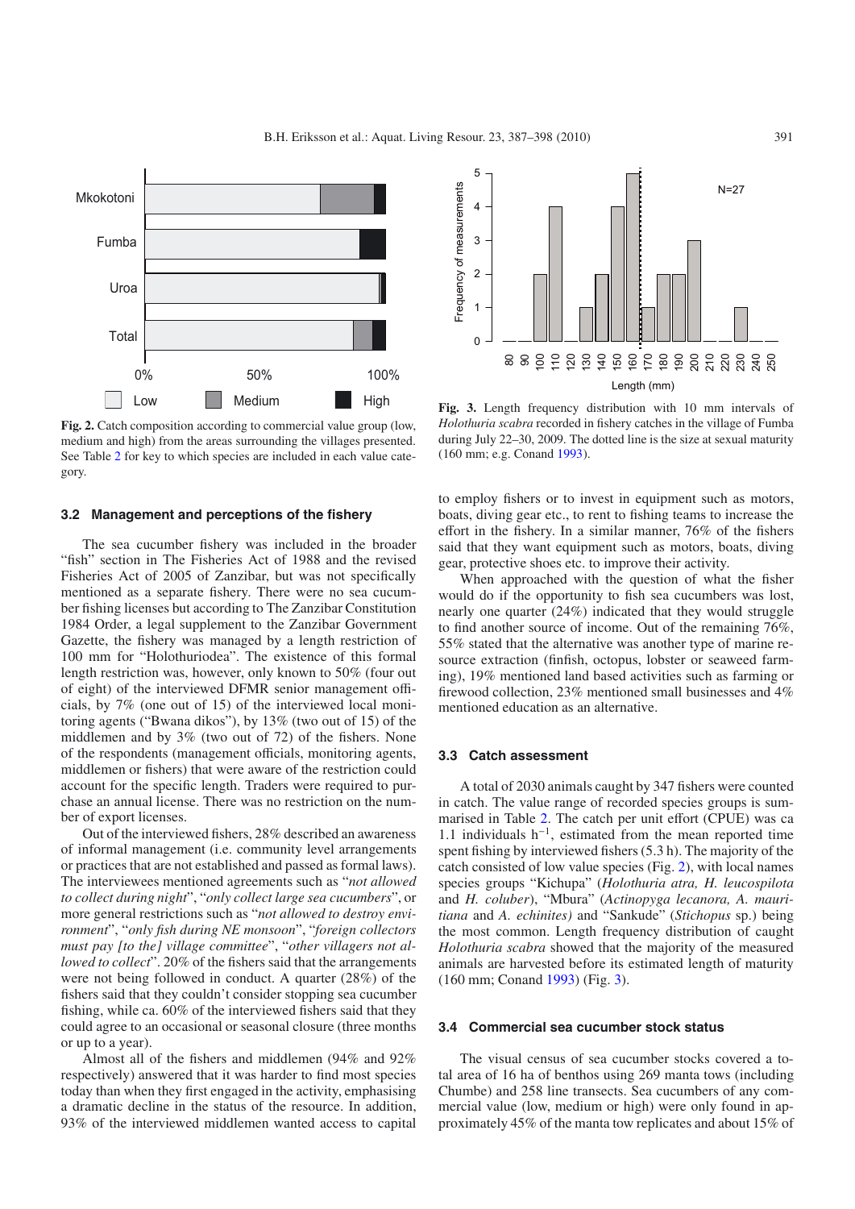**Fig. 2.** Catch composition according to commercial value group (low, medium and high) from the areas surrounding the villages presented. See Table 2 for key to which species are included in each value category.

**Fig. 3.** Length frequency distribution with 10 mm intervals of *Holothuria scabra* recorded in fishery catches in the village of Fumba during July 22–30, 2009. The dotted line is the size at sexual maturity (160 mm; e.g. Conand 1993).

### 3.2 Management and perceptions of the fishery

The sea cucumber fishery was included in the broader "fish" section in The Fisheries Act of 1988 and the revised Fisheries Act of 2005 of Zanzibar, but was not specifically mentioned as a separate fishery. There were no sea cucumber fishing licenses but according to The Zanzibar Constitution 1984 Order, a legal supplement to the Zanzibar Government Gazette, the fishery was managed by a length restriction of 100 mm for "Holothuriodea". The existence of this formal length restriction was, however, only known to 50% (four out of eight) of the interviewed DFMR senior management officials, by 7% (one out of 15) of the interviewed local monitoring agents ("Bwana dikos"), by 13% (two out of 15) of the middlemen and by 3% (two out of 72) of the fishers. None of the respondents (management officials, monitoring agents, middlemen or fishers) that were aware of the restriction could account for the specific length. Traders were required to purchase an annual license. There was no restriction on the number of export licenses.

Out of the interviewed fishers, 28% described an awareness of informal management (i.e. community level arrangements or practices that are not established and passed as formal laws). The interviewees mentioned agreements such as "*not allowed to collect during night*", "*only collect large sea cucumbers*", or more general restrictions such as "*not allowed to destroy environment*", "*only fish during NE monsoon*", "*foreign collectors must pay [to the] village committee*", "*other villagers not allowed to collect*". 20% of the fishers said that the arrangements were not being followed in conduct. A quarter (28%) of the fishers said that they couldn't consider stopping sea cucumber fishing, while ca. 60% of the interviewed fishers said that they could agree to an occasional or seasonal closure (three months or up to a year).

Almost all of the fishers and middlemen (94% and 92% respectively) answered that it was harder to find most species today than when they first engaged in the activity, emphasising a dramatic decline in the status of the resource. In addition, 93% of the interviewed middlemen wanted access to capital to employ fishers or to invest in equipment such as motors, boats, diving gear etc., to rent to fishing teams to increase the effort in the fishery. In a similar manner, 76% of the fishers said that they want equipment such as motors, boats, diving gear, protective shoes etc. to improve their activity.

When approached with the question of what the fisher would do if the opportunity to fish sea cucumbers was lost, nearly one quarter (24%) indicated that they would struggle to find another source of income. Out of the remaining 76%, 55% stated that the alternative was another type of marine resource extraction (finfish, octopus, lobster or seaweed farming), 19% mentioned land based activities such as farming or firewood collection, 23% mentioned small businesses and 4% mentioned education as an alternative.

### 3.3 Catch assessment

A total of 2030 animals caught by 347 fishers were counted in catch. The value range of recorded species groups is summarised in Table 2. The catch per unit effort (CPUE) was ca 1.1 individuals $h^{-1}$, estimated from the mean reported time spent fishing by interviewed fishers (5.3 h). The majority of the catch consisted of low value species (Fig. 2), with local names species groups "Kichupa" (*Holothuria atra, H. leucospilota* and *H. coluber*), "Mbura" (*Actinopyga lecanora, A. mauritiana* and *A. echinites)* and "Sankude" (*Stichopus* sp.) being the most common. Length frequency distribution of caught *Holothuria scabra* showed that the majority of the measured animals are harvested before its estimated length of maturity (160 mm; Conand 1993) (Fig. 3).

### 3.4 Commercial sea cucumber stock status

The visual census of sea cucumber stocks covered a total area of 16 ha of benthos using 269 manta tows (including Chumbe) and 258 line transects. Sea cucumbers of any commercial value (low, medium or high) were only found in approximately 45% of the manta tow replicates and about 15% of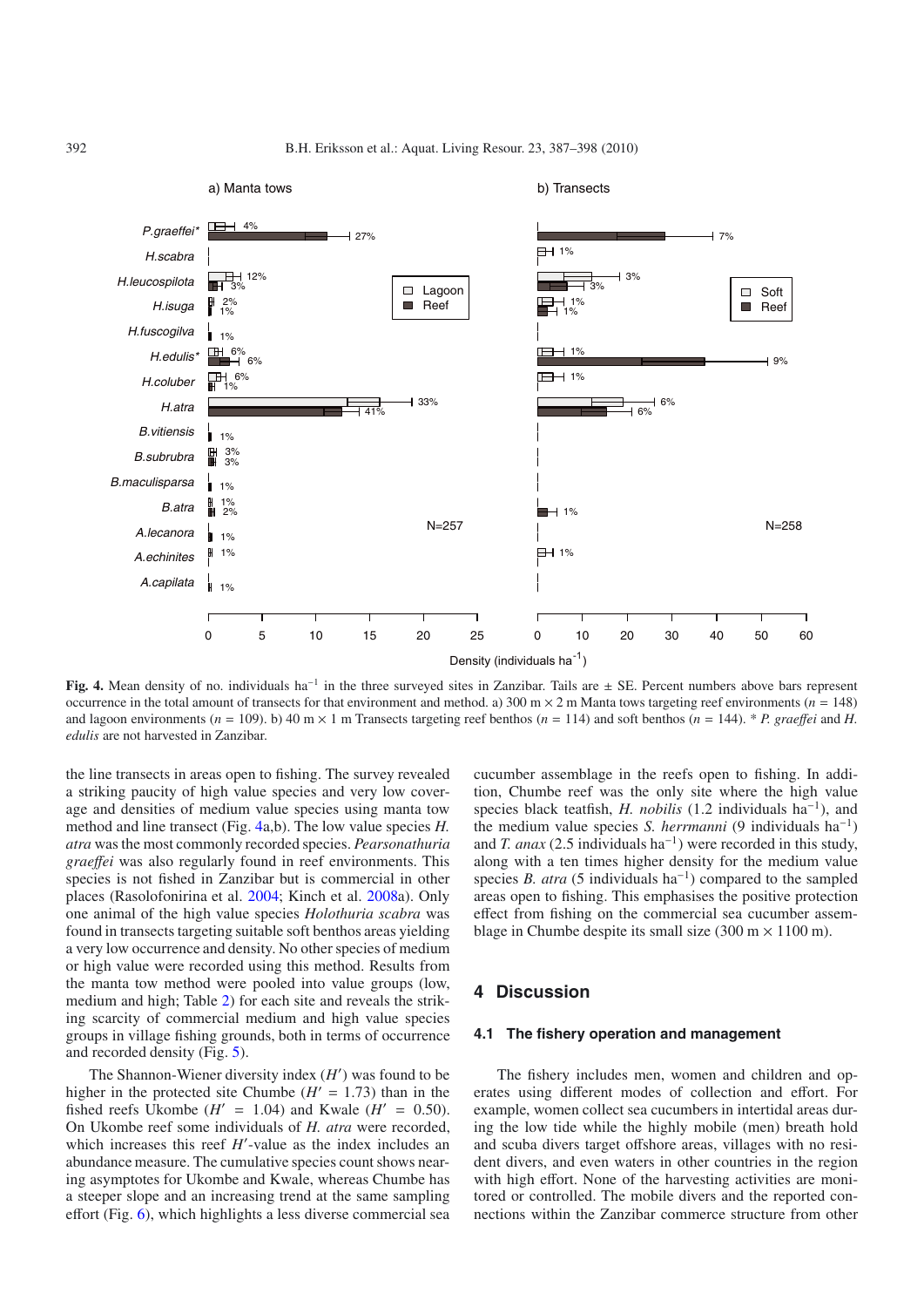**Fig. 4.** Mean density of no. individuals $ha^{-1}$ in the three surveyed sites in Zanzibar. Tails are ± SE. Percent numbers above bars represent occurrence in the total amount of transects for that environment and method. a) 300 m × 2 m Manta tows targeting reef environments ($n$ = 148) and lagoon environments ($n$ = 109). b) 40 m × 1 m Transects targeting reef benthos ($n$ = 114) and soft benthos ($n$ = 144). * *P. graeffei* and *H. edulis* are not harvested in Zanzibar.

the line transects in areas open to fishing. The survey revealed a striking paucity of high value species and very low coverage and densities of medium value species using manta tow method and line transect (Fig. 4a,b). The low value species *H. atra* was the most commonly recorded species. *Pearsonathuria graeffei* was also regularly found in reef environments. This species is not fished in Zanzibar but is commercial in other places (Rasolofonirina et al. 2004; Kinch et al. 2008a). Only one animal of the high value species *Holothuria scabra* was found in transects targeting suitable soft benthos areas yielding a very low occurrence and density. No other species of medium or high value were recorded using this method. Results from the manta tow method were pooled into value groups (low, medium and high; Table 2) for each site and reveals the striking scarcity of commercial medium and high value species groups in village fishing grounds, both in terms of occurrence and recorded density (Fig. 5).

The Shannon-Wiener diversity index ($H'$) was found to be higher in the protected site Chumbe ($H'$ = 1.73) than in the fished reefs Ukombe ($H'$ = 1.04) and Kwale ($H'$ = 0.50). On Ukombe reef some individuals of *H. atra* were recorded, which increases this reef $H'$-value as the index includes an abundance measure. The cumulative species count shows nearing asymptotes for Ukombe and Kwale, whereas Chumbe has a steeper slope and an increasing trend at the same sampling effort (Fig. 6), which highlights a less diverse commercial sea cucumber assemblage in the reefs open to fishing. In addition, Chumbe reef was the only site where the high value species black teatfish, *H. nobilis* (1.2 individuals $ha^{-1}$), and the medium value species *S. herrmanni* (9 individuals $ha^{-1}$) and *T. anax* (2.5 individuals $ha^{-1}$) were recorded in this study, along with a ten times higher density for the medium value species *B. atra* (5 individuals $ha^{-1}$) compared to the sampled areas open to fishing. This emphasises the positive protection effect from fishing on the commercial sea cucumber assemblage in Chumbe despite its small size (300 m × 1100 m).

## 4 Discussion

### 4.1 The fishery operation and management

The fishery includes men, women and children and operates using different modes of collection and effort. For example, women collect sea cucumbers in intertidal areas during the low tide while the highly mobile (men) breath hold and scuba divers target offshore areas, villages with no resident divers, and even waters in other countries in the region with high effort. None of the harvesting activities are monitored or controlled. The mobile divers and the reported connections within the Zanzibar commerce structure from other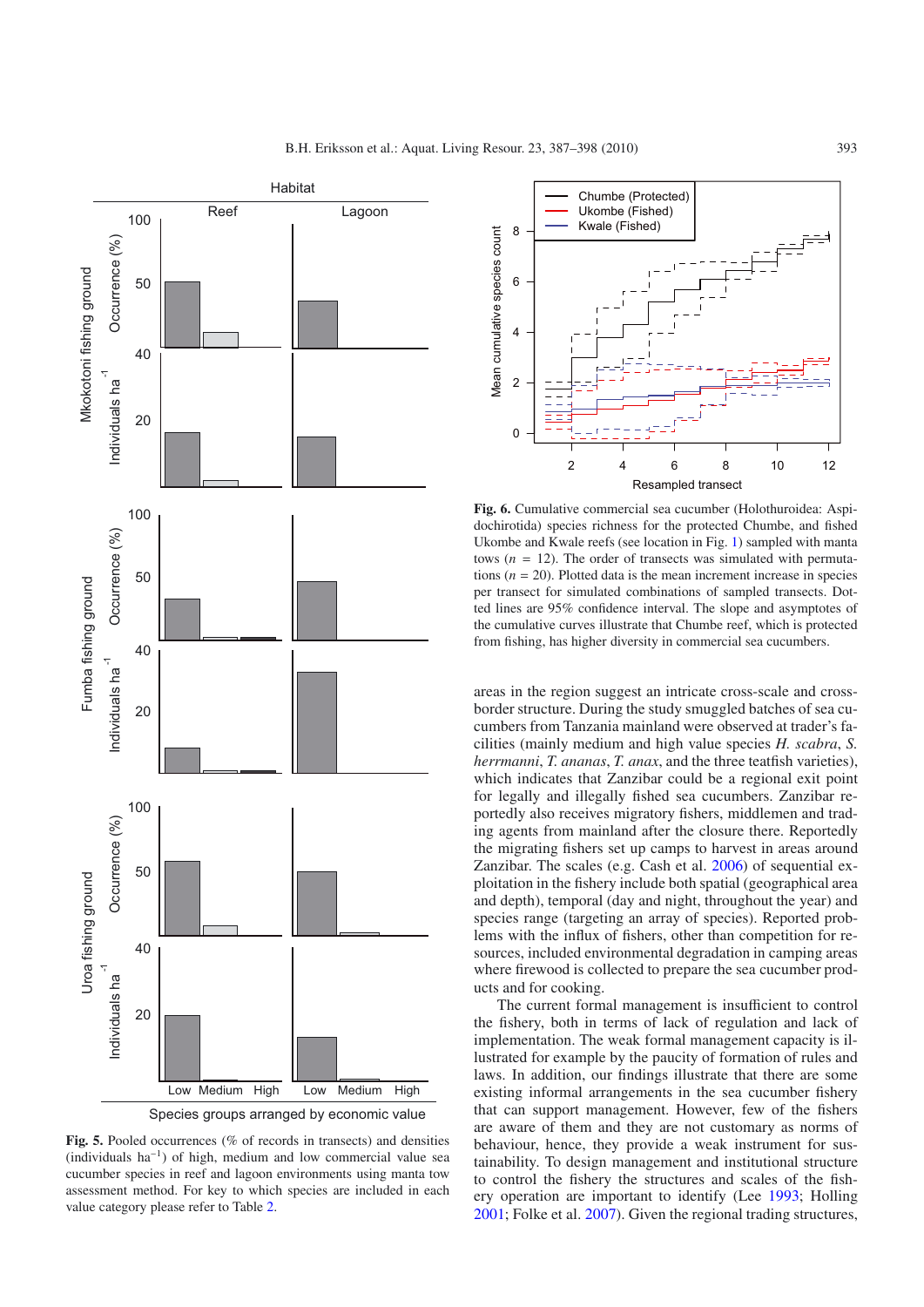**Fig. 5.** Pooled occurrences (% of records in transects) and densities (individuals $ha^{-1}$) of high, medium and low commercial value sea cucumber species in reef and lagoon environments using manta tow assessment method. For key to which species are included in each value category please refer to Table 2.

**Fig. 6.** Cumulative commercial sea cucumber (Holothuroidea: Aspidochirotida) species richness for the protected Chumbe, and fished Ukombe and Kwale reefs (see location in Fig. 1) sampled with manta tows ($n = 12$). The order of transects was simulated with permutations ($n = 20$). Plotted data is the mean increment increase in species per transect for simulated combinations of sampled transects. Dotted lines are 95% confidence interval. The slope and asymptotes of the cumulative curves illustrate that Chumbe reef, which is protected from fishing, has higher diversity in commercial sea cucumbers.

areas in the region suggest an intricate cross-scale and cross-border structure. During the study smuggled batches of sea cucumbers from Tanzania mainland were observed at trader's facilities (mainly medium and high value species *H. scabra*, *S. herrmanni*, *T. ananas*, *T. anax*, and the three teatfish varieties), which indicates that Zanzibar could be a regional exit point for legally and illegally fished sea cucumbers. Zanzibar reportedly also receives migratory fishers, middlemen and trading agents from mainland after the closure there. Reportedly the migrating fishers set up camps to harvest in areas around Zanzibar. The scales (e.g. Cash et al. 2006) of sequential exploitation in the fishery include both spatial (geographical area and depth), temporal (day and night, throughout the year) and species range (targeting an array of species). Reported problems with the influx of fishers, other than competition for resources, included environmental degradation in camping areas where firewood is collected to prepare the sea cucumber products and for cooking.

The current formal management is insufficient to control the fishery, both in terms of lack of regulation and lack of implementation. The weak formal management capacity is illustrated for example by the paucity of formation of rules and laws. In addition, our findings illustrate that there are some existing informal arrangements in the sea cucumber fishery that can support management. However, few of the fishers are aware of them and they are not customary as norms of behaviour, hence, they provide a weak instrument for sustainability. To design management and institutional structure to control the fishery and scales of the fishery operation are important to identify (Lee 1993; Holling 2001; Folke et al. 2007). Given the regional trading structures,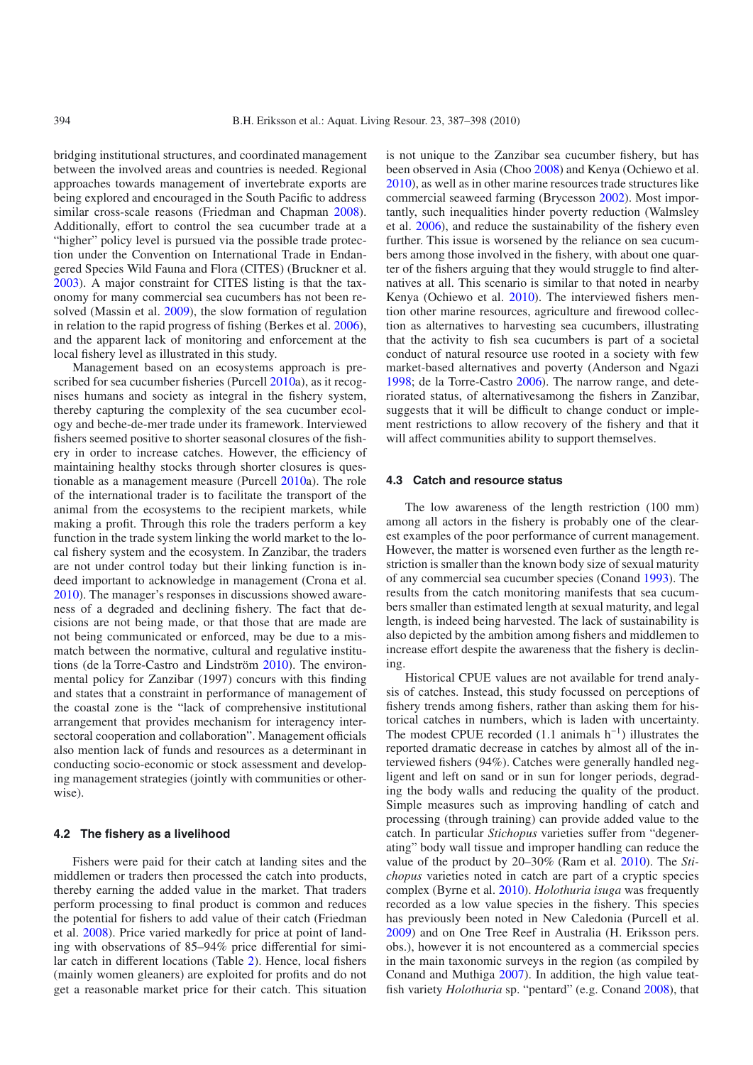bridging institutional structures, and coordinated management between the involved areas and countries is needed. Regional approaches towards management of invertebrate exports are being explored and encouraged in the South Pacific to address similar cross-scale reasons (Friedman and Chapman 2008). Additionally, effort to control the sea cucumber trade at a "higher" policy level is pursued via the possible trade protection under the Convention on International Trade in Endangered Species Wild Fauna and Flora (CITES) (Bruckner et al. 2003). A major constraint for CITES listing is that the taxonomy for many commercial sea cucumbers has not been resolved (Massin et al. 2009), the slow formation of regulation in relation to the rapid progress of fishing (Berkes et al. 2006), and the apparent lack of monitoring and enforcement at the local fishery level as illustrated in this study.

Management based on an ecosystems approach is prescribed for sea cucumber fisheries (Purcell 2010a), as it recognises humans and society as integral in the fishery system, thereby capturing the complexity of the sea cucumber ecology and beche-de-mer trade under its framework. Interviewed fishers seemed positive to shorter seasonal closures of the fishery in order to increase catches. However, the efficiency of maintaining healthy stocks through shorter closures is questionable as a management measure (Purcell 2010a). The role of the international trader is to facilitate the transport of the animal from the ecosystems to the recipient markets, while making a profit. Through this role the traders perform a key function in the trade system linking the world market to the local fishery system and the ecosystem. In Zanzibar, the traders are not under control today but their linking function is indeed important to acknowledge in management (Crona et al. 2010). The manager's responses in discussions showed awareness of a degraded and declining fishery. The fact that decisions are not being made, or that those that are made are not being communicated or enforced, may be due to a mismatch between the normative, cultural and regulative institutions (de la Torre-Castro and Lindström 2010). The environmental policy for Zanzibar (1997) concurs with this finding and states that a constraint in performance of management of the coastal zone is the "lack of comprehensive institutional arrangement that provides mechanism for interagency intersectoral cooperation and collaboration". Management officials also mention lack of funds and resources as a determinant in conducting socio-economic or stock assessment and developing management strategies (jointly with communities or otherwise).

### 4.2 The fishery as a livelihood

Fishers were paid for their catch at landing sites and the middlemen or traders then processed the catch into products, thereby earning the added value in the market. That traders perform processing to final product is common and reduces the potential for fishers to add value of their catch (Friedman et al. 2008). Price varied markedly for price at point of landing with observations of 85–94% price differential for similar catch in different locations (Table 2). Hence, local fishers (mainly women gleaners) are exploited for profits and do not get a reasonable market price for their catch. This situation is not unique to the Zanzibar sea cucumber fishery, but has been observed in Asia (Choo 2008) and Kenya (Ochiewo et al. 2010), as well as in other marine resources trade structures like commercial seaweed farming (Brycesson 2002). Most importantly, such inequalities hinder poverty reduction (Walmsley et al. 2006), and reduce the sustainability of the fishery even further. This issue is worsened by the reliance on sea cucumbers among those involved in the fishery, with about one quarter of the fishers arguing that they would struggle to find alternatives at all. This scenario is similar to that noted in nearby Kenya (Ochiewo et al. 2010). The interviewed fishers mention other marine resources, agriculture and firewood collection as alternatives to harvesting sea cucumbers, illustrating that the activity to fish sea cucumbers is part of a societal conduct of natural resource use rooted in a society with few market-based alternatives and poverty (Anderson and Ngazi 1998; de la Torre-Castro 2006). The narrow range, and deteriorated status, of alternativesamong the fishers in Zanzibar, suggests that it will be difficult to change conduct or implement restrictions to allow recovery of the fishery and that it will affect communities ability to support themselves.

### 4.3 Catch and resource status

The low awareness of the length restriction (100 mm) among all actors in the fishery is probably one of the clearest examples of the poor performance of current management. However, the matter is worsened even further as the length restriction is smaller than the known body size of sexual maturity of any commercial sea cucumber species (Conand 1993). The results from the catch monitoring manifests that sea cucumbers smaller than estimated length at sexual maturity, and legal length, is indeed being harvested. The lack of sustainability is also depicted by the ambition among fishers and middlemen to increase effort despite the awareness that the fishery is declining.

Historical CPUE values are not available for trend analysis of catches. Instead, this study focussed on perceptions of fishery trends among fishers, rather than asking them for historical catches in numbers, which is laden with uncertainty. The modest CPUE recorded (1.1 animals $h^{-1}$) illustrates the reported dramatic decrease in catches by almost all of the interviewed fishers (94%). Catches were generally handled negligent and left on sand or in sun for longer periods, degrading the body walls and reducing the quality of the product. Simple measures such as improving handling of catch and processing (through training) can provide added value to the catch. In particular *Stichopus* varieties suffer from "degenerating" body wall tissue and improper handling can reduce the value of the product by 20–30% (Ram et al. 2010). The *Stichopus* varieties noted in catch are part of a cryptic species complex (Byrne et al. 2010). *Holothuria isuga* was frequently recorded as a low value species in the fishery. This species has previously been noted in New Caledonia (Purcell et al. 2009) and on One Tree Reef in Australia (H. Eriksson pers. obs.), however it is not encountered as a commercial species in the main taxonomic surveys in the region (as compiled by Conand and Muthiga 2007). In addition, the high value teatfish variety *Holothuria* sp. "pentard" (e.g. Conand 2008), that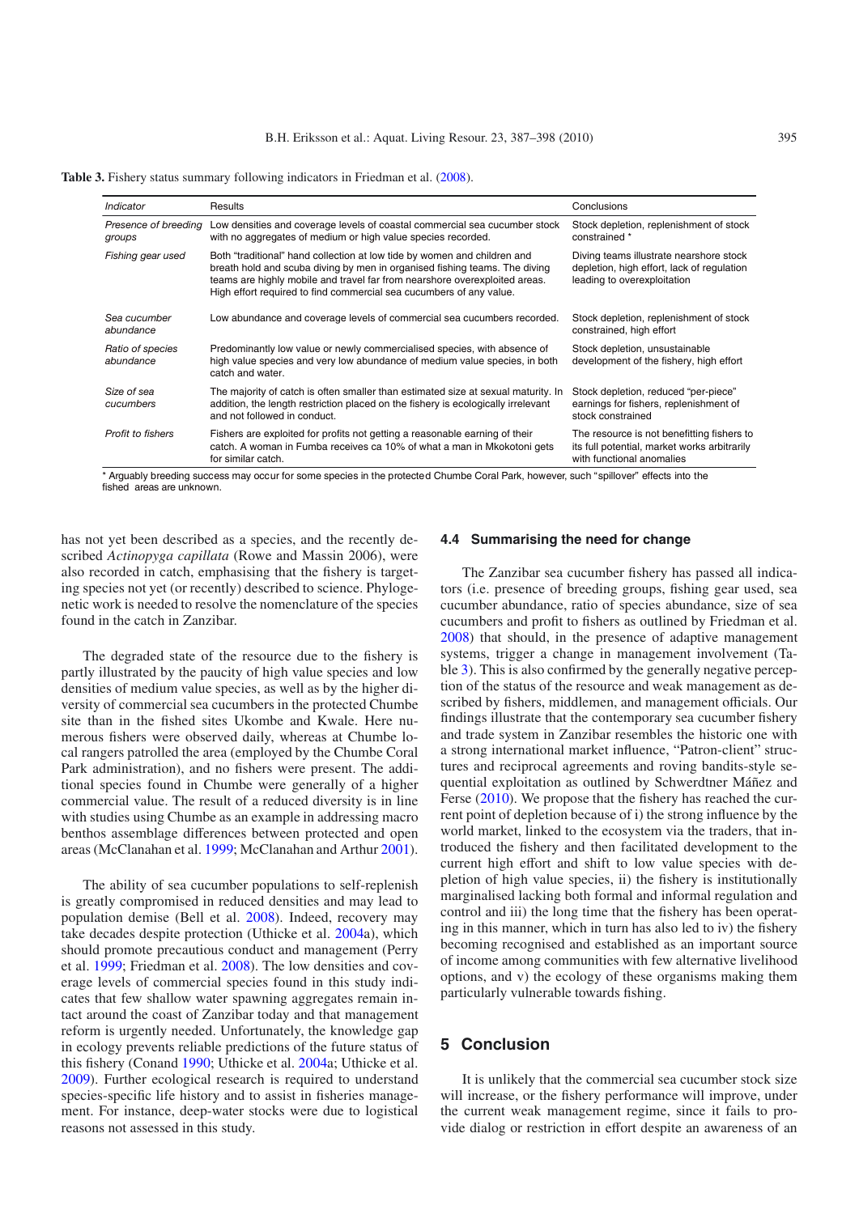**Table 3.** Fishery status summary following indicators in Friedman et al. (2008).

| Indicator | Results | Conclusions |
|---|---|---|
| *Presence of breeding groups* | Low densities and coverage levels of coastal commercial sea cucumber stock with no aggregates of medium or high value species recorded. | Stock depletion, replenishment of stock constrained * |
| *Fishing gear used* | Both "traditional" hand collection at low tide by women and children and breath hold and scuba diving by men in organised fishing teams. The diving teams are highly mobile and travel far from nearshore overexploited areas. High effort required to find commercial sea cucumbers of any value. | Diving teams illustrate nearshore stock depletion, high effort, lack of regulation leading to overexploitation |
| *Sea cucumber abundance* | Low abundance and coverage levels of commercial sea cucumbers recorded. | Stock depletion, replenishment of stock constrained, high effort |
| *Ratio of species abundance* | Predominantly low value or newly commercialised species, with absence of high value species and very low abundance of medium value species, in both catch and water. | Stock depletion, unsustainable development of the fishery, high effort |
| *Size of sea cucumbers* | The majority of catch is often smaller than estimated size at sexual maturity. In addition, the length restriction placed on the fishery is ecologically irrelevant and not followed in conduct. | Stock depletion, reduced "per-piece" earnings for fishers, replenishment of stock constrained |
| *Profit to fishers* | Fishers are exploited for profits not getting a reasonable earning of their catch. A woman in Fumba receives ca 10% of what a man in Mkokotoni gets for similar catch. | The resource is not benefitting fishers to its full potential, market works arbitrarily with functional anomalies |

* Arguably breeding success may occur for some species in the protected Chumbe Coral Park, however, such "spillover" effects into the fished areas are unknown.

has not yet been described as a species, and the recently described *Actinopyga capillata* (Rowe and Massin 2006), were also recorded in catch, emphasising that the fishery is targeting species not yet (or recently) described to science. Phylogenetic work is needed to resolve the nomenclature of the species found in the catch in Zanzibar.

The degraded state of the resource due to the fishery is partly illustrated by the paucity of high value species and low densities of medium value species, as well as by the higher diversity of commercial sea cucumbers in the protected Chumbe site than in the fished sites Ukombe and Kwale. Here numerous fishers were observed daily, whereas at Chumbe local rangers patrolled the area (employed by the Chumbe Coral Park administration), and no fishers were present. The additional species found in Chumbe were generally of a higher commercial value. The result of a reduced diversity is in line with studies using Chumbe as an example in addressing macro benthos assemblage differences between protected and open areas (McClanahan et al. 1999; McClanahan and Arthur 2001).

The ability of sea cucumber populations to self-replenish is greatly compromised in reduced densities and may lead to population demise (Bell et al. 2008). Indeed, recovery may take decades despite protection (Uthicke et al. 2004a), which should promote precautious conduct and management (Perry et al. 1999; Friedman et al. 2008). The low densities and coverage levels of commercial species found in this study indicates that few shallow water spawning aggregates remain intact around the coast of Zanzibar today and that management reform is urgently needed. Unfortunately, the knowledge gap in ecology prevents reliable predictions of the future status of this fishery (Conand 1990; Uthicke et al. 2004a; Uthicke et al. 2009). Further ecological research is required to understand species-specific life history and to assist in fisheries management. For instance, deep-water stocks were due to logistical reasons not assessed in this study.

### 4.4 Summarising the need for change

The Zanzibar sea cucumber fishery has passed all indicators (i.e. presence of breeding groups, fishing gear used, sea cucumber abundance, ratio of species abundance, size of sea cucumbers and profit to fishers as outlined by Friedman et al. 2008) that should, in the presence of adaptive management systems, trigger a change in management involvement (Table 3). This is also confirmed by the generally negative perception of the status of the resource and weak management as described by fishers, middlemen, and management officials. Our findings illustrate that the contemporary sea cucumber fishery and trade system in Zanzibar resembles the historic one with a strong international market influence, "Patron-client" structures and reciprocal agreements and roving bandits-style sequential exploitation as outlined by Schwerdtner Máñez and Ferse (2010). We propose that the fishery has reached the current point of depletion because of i) the strong influence by the world market, linked to the ecosystem via the traders, that introduced the fishery and then facilitated development to the current high effort and shift to low value species with depletion of high value species, ii) the fishery is institutionally marginalised lacking both formal and informal regulation and control and iii) the long time that the fishery has been operating in this manner, which in turn has also led to iv) the fishery becoming recognised and established as an important source of income among communities with few alternative livelihood options, and v) the ecology of these organisms making them particularly vulnerable towards fishing.

## 5 Conclusion

It is unlikely that the commercial sea cucumber stock size will increase, or the fishery performance will improve, under the current weak management regime, since it fails to provide dialog or restriction in effort despite an awareness of an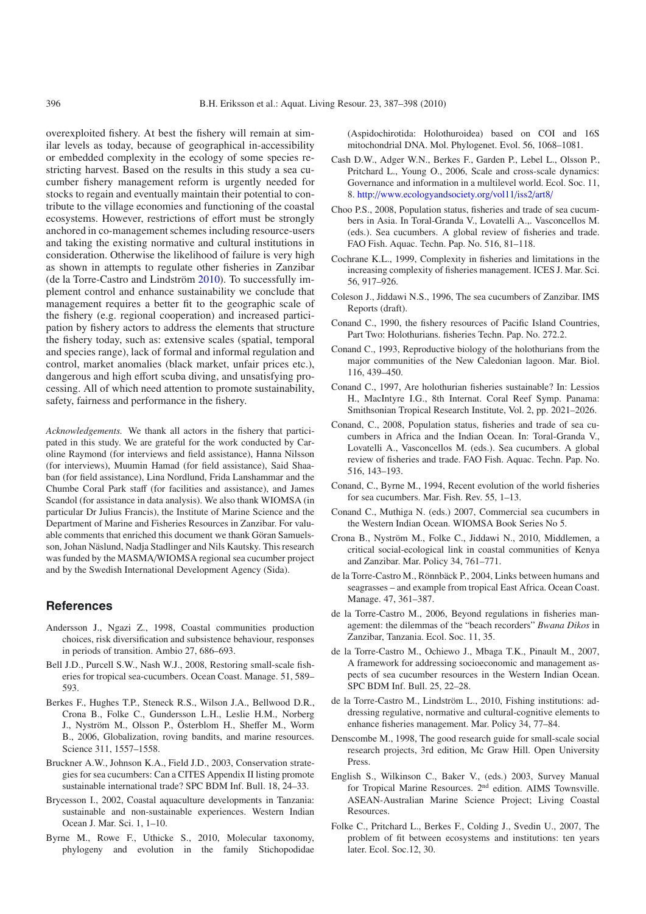overexploited fishery. At best the fishery will remain at similar levels as today, because of geographical in-accessibility or embedded complexity in the ecology of some species restricting harvest. Based on the results in this study a sea cucumber fishery management reform is urgently needed for stocks to regain and eventually maintain their potential to contribute to the village economies and functioning of the coastal ecosystems. However, restrictions of effort must be strongly anchored in co-management schemes including resource-users and taking the existing normative and cultural institutions in consideration. Otherwise the likelihood of failure is very high as shown in attempts to regulate other fisheries in Zanzibar (de la Torre-Castro and Lindström 2010). To successfully implement control and enhance sustainability we conclude that management requires a better fit to the geographic scale of the fishery (e.g. regional cooperation) and increased participation by fishery actors to address the elements that structure the fishery today, such as: extensive scales (spatial, temporal and species range), lack of formal and informal regulation and control, market anomalies (black market, unfair prices etc.), dangerous and high effort scuba diving, and unsatisfying processing. All of which need attention to promote sustainability, safety, fairness and performance in the fishery.

*Acknowledgements.* We thank all actors in the fishery that participated in this study. We are grateful for the work conducted by Caroline Raymond (for interviews and field assistance), Hanna Nilsson (for interviews), Muumin Hamad (for field assistance), Said Shaaban (for field assistance), Lina Nordlund, Frida Lanshammar and the Chumbe Coral Park staff (for facilities and assistance), and James Scandol (for assistance in data analysis). We also thank WIOMSA (in particular Dr Julius Francis), the Institute of Marine Science and the Department of Marine and Fisheries Resources in Zanzibar. For valuable comments that enriched this document we thank Göran Samuelsson, Johan Näslund, Nadja Stadlinger and Nils Kautsky. This research was funded by the MASMA/WIOMSA regional sea cucumber project and by the Swedish International Development Agency (Sida).

## References

Andersson J., Ngazi Z., 1998, Coastal communities production choices, risk diversification and subsistence behaviour, responses in periods of transition. Ambio 27, 686–693.

Bell J.D., Purcell S.W., Nash W.J., 2008, Restoring small-scale fisheries for tropical sea-cucumbers. Ocean Coast. Manage. 51, 589–593.

Berkes F., Hughes T.P., Steneck R.S., Wilson J.A., Bellwood D.R., Crona B., Folke C., Gundersson L.H., Leslie H.M., Norberg J., Nyström M., Olsson P., Österblom H., Sheffer M., Worm B., 2006, Globalization, roving bandits, and marine resources. Science 311, 1557–1558.

Bruckner A.W., Johnson K.A., Field J.D., 2003, Conservation strategies for sea cucumbers: Can a CITES Appendix II listing promote sustainable international trade? SPC BDM Inf. Bull. 18, 24–33.

Brycesson I., 2002, Coastal aquaculture developments in Tanzania: sustainable and non-sustainable experiences. Western Indian Ocean J. Mar. Sci. 1, 1–10.

Byrne M., Rowe F., Uthicke S., 2010, Molecular taxonomy, phylogeny and evolution in the family Stichopodidae (Aspidochirotida: Holothuroidea) based on COI and 16S mitochondrial DNA. Mol. Phylogenet. Evol. 56, 1068–1081.

Cash D.W., Adger W.N., Berkes F., Garden P., Lebel L., Olsson P., Pritchard L., Young O., 2006, Scale and cross-scale dynamics: Governance and information in a multilevel world. Ecol. Soc. 11, 8. http://www.ecologyandsociety.org/vol11/iss2/art8/

Choo P.S., 2008, Population status, fisheries and trade of sea cucumbers in Asia. In Toral-Granda V., Lovatelli A.,. Vasconcellos M. (eds.). Sea cucumbers. A global review of fisheries and trade. FAO Fish. Aquac. Techn. Pap. No. 516, 81–118.

Cochrane K.L., 1999, Complexity in fisheries and limitations in the increasing complexity of fisheries management. ICES J. Mar. Sci. 56, 917–926.

Coleson J., Jiddawi N.S., 1996, The sea cucumbers of Zanzibar. IMS Reports (draft).

Conand C., 1990, the fishery resources of Pacific Island Countries, Part Two: Holothurians. fisheries Techn. Pap. No. 272.2.

Conand C., 1993, Reproductive biology of the holothurians from the major communities of the New Caledonian lagoon. Mar. Biol. 116, 439–450.

Conand C., 1997, Are holothurian fisheries sustainable? In: Lessios H., MacIntyre I.G., 8th Internat. Coral Reef Symp. Panama: Smithsonian Tropical Research Institute, Vol. 2, pp. 2021–2026.

Conand, C., 2008, Population status, fisheries and trade of sea cucumbers in Africa and the Indian Ocean. In: Toral-Granda V., Lovatelli A., Vasconcellos M. (eds.). Sea cucumbers. A global review of fisheries and trade. FAO Fish. Aquac. Techn. Pap. No. 516, 143–193.

Conand, C., Byrne M., 1994, Recent evolution of the world fisheries for sea cucumbers. Mar. Fish. Rev. 55, 1–13.

Conand C., Muthiga N. (eds.) 2007, Commercial sea cucumbers in the Western Indian Ocean. WIOMSA Book Series No 5.

Crona B., Nyström M., Folke C., Jiddawi N., 2010, Middlemen, a critical social-ecological link in coastal communities of Kenya and Zanzibar. Mar. Policy 34, 761–771.

de la Torre-Castro M., Rönnbäck P., 2004, Links between humans and seagrasses – and example from tropical East Africa. Ocean Coast. Manage. 47, 361–387.

de la Torre-Castro M., 2006, Beyond regulations in fisheries management: the dilemmas of the "beach recorders" *Bwana Dikos* in Zanzibar, Tanzania. Ecol. Soc. 11, 35.

de la Torre-Castro M., Ochiewo J., Mbaga T.K., Pinault M., 2007, A framework for addressing socioeconomic and management aspects of sea cucumber resources in the Western Indian Ocean. SPC BDM Inf. Bull. 25, 22–28.

de la Torre-Castro M., Lindström L., 2010, Fishing institutions: addressing regulative, normative and cultural-cognitive elements to enhance fisheries management. Mar. Policy 34, 77–84.

Denscombe M., 1998, The good research guide for small-scale social research projects, 3rd edition, Mc Graw Hill. Open University Press.

English S., Wilkinson C., Baker V., (eds.) 2003, Survey Manual for Tropical Marine Resources. 2nd edition. AIMS Townsville. ASEAN-Australian Marine Science Project; Living Coastal Resources.

Folke C., Pritchard L., Berkes F., Colding J., Svedin U., 2007, The problem of fit between ecosystems and institutions: ten years later. Ecol. Soc.12, 30.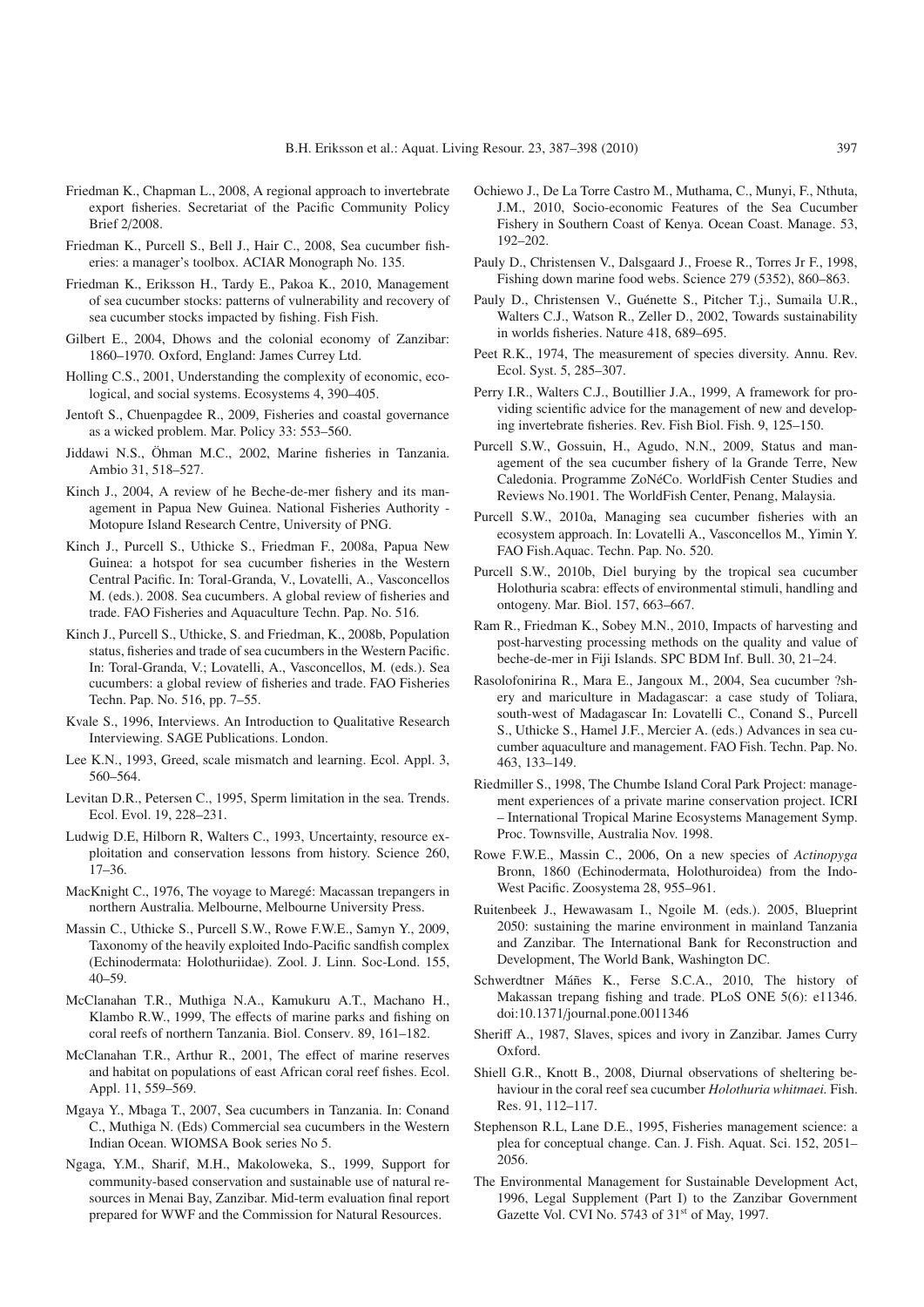Friedman K., Chapman L., 2008, A regional approach to invertebrate export fisheries. Secretariat of the Pacific Community Policy Brief 2/2008.

Friedman K., Purcell S., Bell J., Hair C., 2008, Sea cucumber fisheries: a manager's toolbox. ACIAR Monograph No. 135.

Friedman K., Eriksson H., Tardy E., Pakoa K., 2010, Management of sea cucumber stocks: patterns of vulnerability and recovery of sea cucumber stocks impacted by fishing. Fish Fish.

Gilbert E., 2004, Dhows and the colonial economy of Zanzibar: 1860–1970. Oxford, England: James Currey Ltd.

Holling C.S., 2001, Understanding the complexity of economic, ecological, and social systems. Ecosystems 4, 390–405.

Jentoft S., Chuenpagdee R., 2009, Fisheries and coastal governance as a wicked problem. Mar. Policy 33: 553–560.

Jiddawi N.S., Öhman M.C., 2002, Marine fisheries in Tanzania. Ambio 31, 518–527.

Kinch J., 2004, A review of he Beche-de-mer fishery and its management in Papua New Guinea. National Fisheries Authority - Motopure Island Research Centre, University of PNG.

Kinch J., Purcell S., Uthicke S., Friedman F., 2008a, Papua New Guinea: a hotspot for sea cucumber fisheries in the Western Central Pacific. In: Toral-Granda, V., Lovatelli, A., Vasconcellos M. (eds.). 2008. Sea cucumbers. A global review of fisheries and trade. FAO Fisheries and Aquaculture Techn. Pap. No. 516.

Kinch J., Purcell S., Uthicke, S. and Friedman, K., 2008b, Population status, fisheries and trade of sea cucumbers in the Western Pacific. In: Toral-Granda, V.; Lovatelli, A., Vasconcellos, M. (eds.). Sea cucumbers: a global review of fisheries and trade. FAO Fisheries Techn. Pap. No. 516, pp. 7–55.

Kvale S., 1996, Interviews. An Introduction to Qualitative Research Interviewing. SAGE Publications. London.

Lee K.N., 1993, Greed, scale mismatch and learning. Ecol. Appl. 3, 560–564.

Levitan D.R., Petersen C., 1995, Sperm limitation in the sea. Trends. Ecol. Evol. 19, 228–231.

Ludwig D.E, Hilborn R, Walters C., 1993, Uncertainty, resource exploitation and conservation lessons from history. Science 260, 17–36.

MacKnight C., 1976, The voyage to Maregé: Macassan trepangers in northern Australia. Melbourne, Melbourne University Press.

Massin C., Uthicke S., Purcell S.W., Rowe F.W.E., Samyn Y., 2009, Taxonomy of the heavily exploited Indo-Pacific sandfish complex (Echinodermata: Holothuriidae). Zool. J. Linn. Soc-Lond. 155, 40–59.

McClanahan T.R., Muthiga N.A., Kamukuru A.T., Machano H., Klambo R.W., 1999, The effects of marine parks and fishing on coral reefs of northern Tanzania. Biol. Conserv. 89, 161–182.

McClanahan T.R., Arthur R., 2001, The effect of marine reserves and habitat on populations of east African coral reef fishes. Ecol. Appl. 11, 559–569.

Mgaya Y., Mbaga T., 2007, Sea cucumbers in Tanzania. In: Conand C., Muthiga N. (Eds) Commercial sea cucumbers in the Western Indian Ocean. WIOMSA Book series No 5.

Ngaga, Y.M., Sharif, M.H., Makoloweka, S., 1999, Support for community-based conservation and sustainable use of natural resources in Menai Bay, Zanzibar. Mid-term evaluation final report prepared for WWF and the Commission for Natural Resources.

Ochiewo J., De La Torre Castro M., Muthama, C., Munyi, F., Nthuta, J.M., 2010, Socio-economic Features of the Sea Cucumber Fishery in Southern Coast of Kenya. Ocean Coast. Manage. 53, 192–202.

Pauly D., Christensen V., Dalsgaard J., Froese R., Torres Jr F., 1998, Fishing down marine food webs. Science 279 (5352), 860–863.

Pauly D., Christensen V., Guénette S., Pitcher T.j., Sumaila U.R., Walters C.J., Watson R., Zeller D., 2002, Towards sustainability in worlds fisheries. Nature 418, 689–695.

Peet R.K., 1974, The measurement of species diversity. Annu. Rev. Ecol. Syst. 5, 285–307.

Perry I.R., Walters C.J., Boutillier J.A., 1999, A framework for providing scientific advice for the management of new and developing invertebrate fisheries. Rev. Fish Biol. Fish. 9, 125–150.

Purcell S.W., Gossuin, H., Agudo, N.N., 2009, Status and management of the sea cucumber fishery of la Grande Terre, New Caledonia. Programme ZoNéCo. WorldFish Center Studies and Reviews No.1901. The WorldFish Center, Penang, Malaysia.

Purcell S.W., 2010a, Managing sea cucumber fisheries with an ecosystem approach. In: Lovatelli A., Vasconcellos M., Yimin Y. FAO Fish.Aquac. Techn. Pap. No. 520.

Purcell S.W., 2010b, Diel burying by the tropical sea cucumber Holothuria scabra: effects of environmental stimuli, handling and ontogeny. Mar. Biol. 157, 663–667.

Ram R., Friedman K., Sobey M.N., 2010, Impacts of harvesting and post-harvesting processing methods on the quality and value of beche-de-mer in Fiji Islands. SPC BDM Inf. Bull. 30, 21–24.

Rasolofonirina R., Mara E., Jangoux M., 2004, Sea cucumber ?shery and mariculture in Madagascar: a case study of Toliara, south-west of Madagascar In: Lovatelli C., Conand S., Purcell S., Uthicke S., Hamel J.F., Mercier A. (eds.) Advances in sea cucumber aquaculture and management. FAO Fish. Techn. Pap. No. 463, 133–149.

Riedmiller S., 1998, The Chumbe Island Coral Park Project: management experiences of a private marine conservation project. ICRI – International Tropical Marine Ecosystems Management Symp. Proc. Townsville, Australia Nov. 1998.

Rowe F.W.E., Massin C., 2006, On a new species of *Actinopyga* Bronn, 1860 (Echinodermata, Holothuroidea) from the Indo-West Pacific. Zoosystema 28, 955–961.

Ruitenbeek J., Hewawasam I., Ngoile M. (eds.). 2005, Blueprint 2050: sustaining the marine environment in mainland Tanzania and Zanzibar. The International Bank for Reconstruction and Development, The World Bank, Washington DC.

Schwerdtner Máñes K., Ferse S.C.A., 2010, The history of Makassan trepang fishing and trade. PLoS ONE 5(6): e11346. doi:10.1371/journal.pone.0011346

Sheriff A., 1987, Slaves, spices and ivory in Zanzibar. James Curry Oxford.

Shiell G.R., Knott B., 2008, Diurnal observations of sheltering behaviour in the coral reef sea cucumber *Holothuria whitmaei.* Fish. Res. 91, 112–117.

Stephenson R.L, Lane D.E., 1995, Fisheries management science: a plea for conceptual change. Can. J. Fish. Aquat. Sci. 152, 2051–2056.

The Environmental Management for Sustainable Development Act, 1996, Legal Supplement (Part I) to the Zanzibar Government Gazette Vol. CVI No. 5743 of 31st of May, 1997.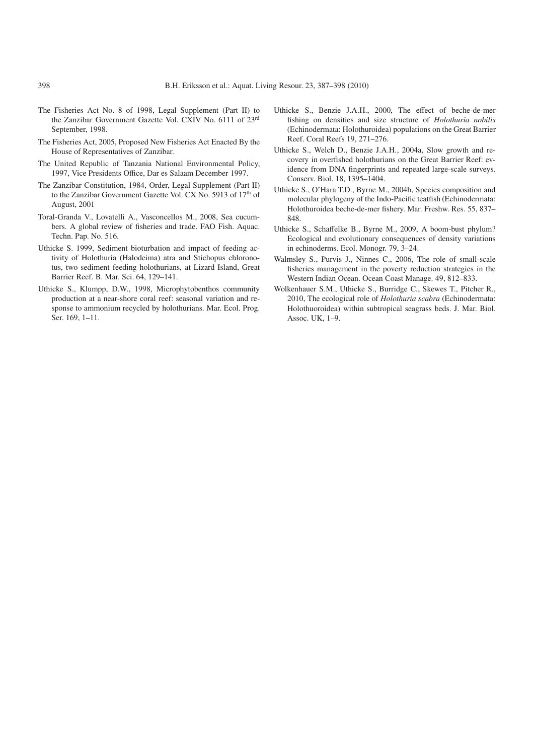The Fisheries Act No. 8 of 1998, Legal Supplement (Part II) to the Zanzibar Government Gazette Vol. CXIV No. 6111 of 23rd September, 1998.

The Fisheries Act, 2005, Proposed New Fisheries Act Enacted By the House of Representatives of Zanzibar.

The United Republic of Tanzania National Environmental Policy, 1997, Vice Presidents Office, Dar es Salaam December 1997.

The Zanzibar Constitution, 1984, Order, Legal Supplement (Part II) to the Zanzibar Government Gazette Vol. CX No. 5913 of 17th of August, 2001

Toral-Granda V., Lovatelli A., Vasconcellos M., 2008, Sea cucumbers. A global review of fisheries and trade. FAO Fish. Aquac. Techn. Pap. No. 516.

Uthicke S. 1999, Sediment bioturbation and impact of feeding activity of Holothuria (Halodeima) atra and Stichopus chloronotus, two sediment feeding holothurians, at Lizard Island, Great Barrier Reef. B. Mar. Sci. 64, 129–141.

Uthicke S., Klumpp, D.W., 1998, Microphytobenthos community production at a near-shore coral reef: seasonal variation and response to ammonium recycled by holothurians. Mar. Ecol. Prog. Ser. 169, 1–11.

Uthicke S., Benzie J.A.H., 2000, The effect of beche-de-mer fishing on densities and size structure of *Holothuria nobilis* (Echinodermata: Holothuroidea) populations on the Great Barrier Reef. Coral Reefs 19, 271–276.

Uthicke S., Welch D., Benzie J.A.H., 2004a, Slow growth and recovery in overfished holothurians on the Great Barrier Reef: evidence from DNA fingerprints and repeated large-scale surveys. Conserv. Biol. 18, 1395–1404.

Uthicke S., O'Hara T.D., Byrne M., 2004b, Species composition and molecular phylogeny of the Indo-Pacific teatfish (Echinodermata: Holothuroidea beche-de-mer fishery. Mar. Freshw. Res. 55, 837–848.

Uthicke S., Schaffelke B., Byrne M., 2009, A boom-bust phylum? Ecological and evolutionary consequences of density variations in echinoderms. Ecol. Monogr. 79, 3–24.

Walmsley S., Purvis J., Ninnes C., 2006, The role of small-scale fisheries management in the poverty reduction strategies in the Western Indian Ocean. Ocean Coast Manage. 49, 812–833.

Wolkenhauer S.M., Uthicke S., Burridge C., Skewes T., Pitcher R., 2010, The ecological role of *Holothuria scabra* (Echinodermata: Holothuoroidea) within subtropical seagrass beds. J. Mar. Biol. Assoc. UK, 1–9.